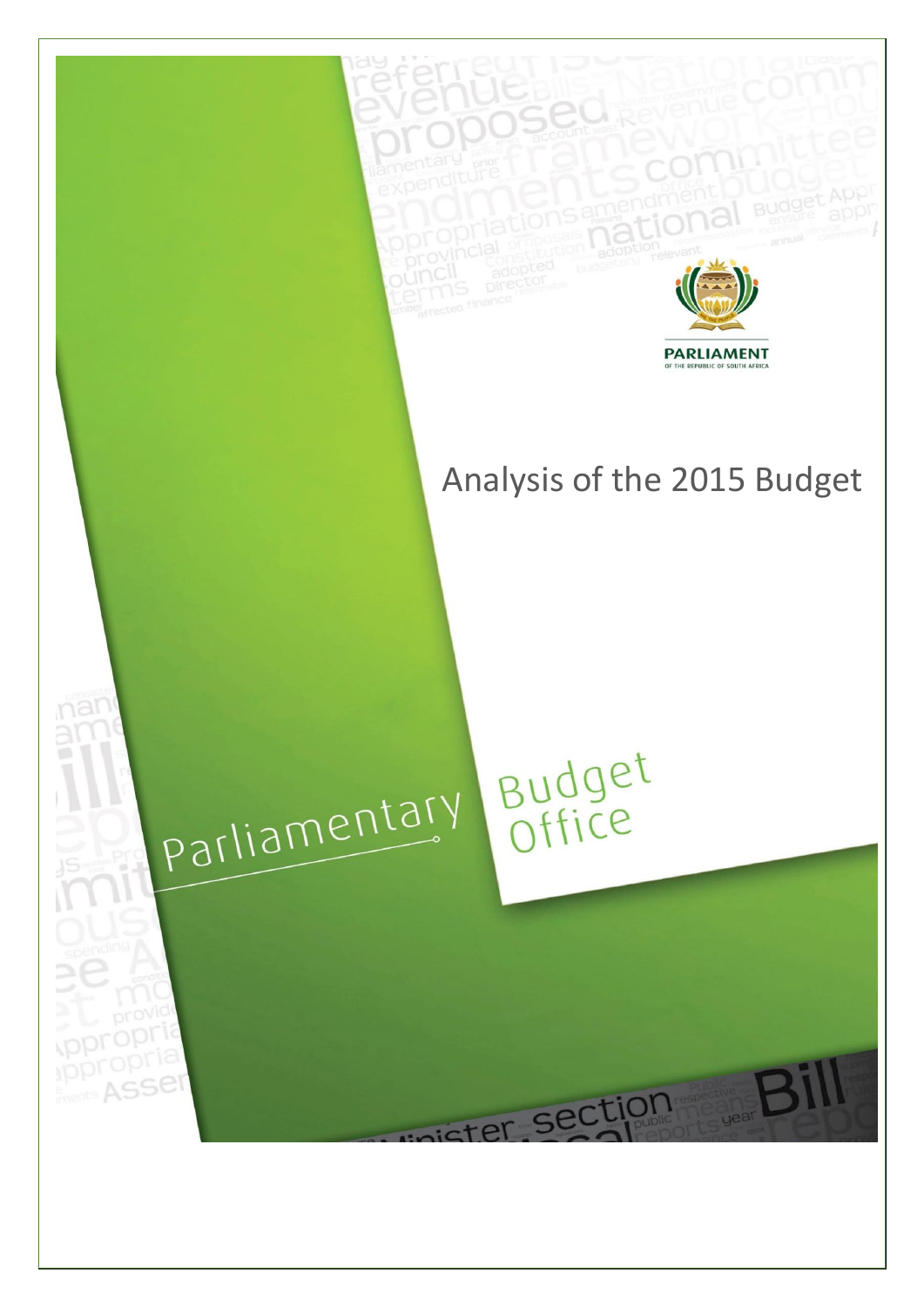# Analysis of the 2015 Budget

Parliamentary Budget Office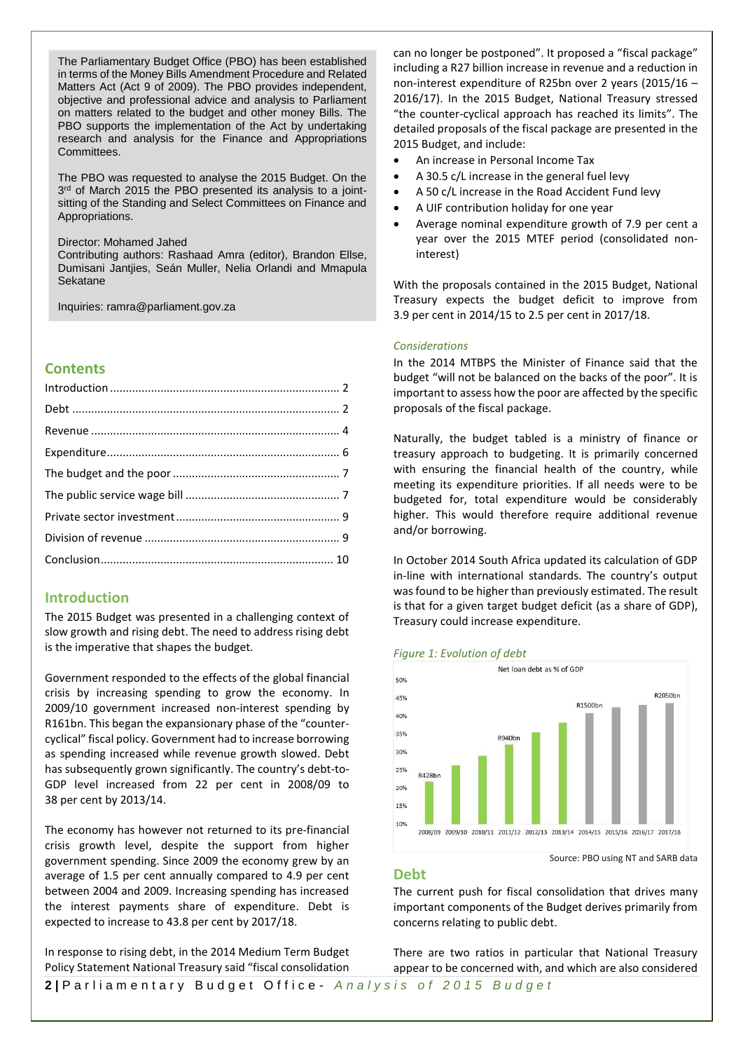The Parliamentary Budget Office (PBO) has been established in terms of the Money Bills Amendment Procedure and Related Matters Act (Act 9 of 2009). The PBO provides independent, objective and professional advice and analysis to Parliament on matters related to the budget and other money Bills. The PBO supports the implementation of the Act by undertaking research and analysis for the Finance and Appropriations Committees.

The PBO was requested to analyse the 2015 Budget. On the 3rd of March 2015 the PBO presented its analysis to a joint-sitting of the Standing and Select Committees on Finance and Appropriations.

Director: Mohamed Jahed
Contributing authors: Rashaad Amra (editor), Brandon Ellse, Dumisani Jantjies, Seán Muller, Nelia Orlandi and Mmapula Sekatane

Inquiries: ramra@parliament.gov.za

## Contents

| | |
|---|---|
| Introduction | 2 |
| Debt | 2 |
| Revenue | 4 |
| Expenditure | 6 |
| The budget and the poor | 7 |
| The public service wage bill | 7 |
| Private sector investment | 9 |
| Division of revenue | 9 |
| Conclusion | 10 |

## Introduction

The 2015 Budget was presented in a challenging context of slow growth and rising debt. The need to address rising debt is the imperative that shapes the budget.

Government responded to the effects of the global financial crisis by increasing spending to grow the economy. In 2009/10 government increased non-interest spending by R161bn. This began the expansionary phase of the "counter-cyclical" fiscal policy. Government had to increase borrowing as spending increased while revenue growth slowed. Debt has subsequently grown significantly. The country's debt-to-GDP level increased from 22 per cent in 2008/09 to 38 per cent by 2013/14.

The economy has however not returned to its pre-financial crisis growth level, despite the support from higher government spending. Since 2009 the economy grew by an average of 1.5 per cent annually compared to 4.9 per cent between 2004 and 2009. Increasing spending has increased the interest payments share of expenditure. Debt is expected to increase to 43.8 per cent by 2017/18.

In response to rising debt, in the 2014 Medium Term Budget Policy Statement National Treasury said "fiscal consolidation can no longer be postponed". It proposed a "fiscal package" including a R27 billion increase in revenue and a reduction in non-interest expenditure of R25bn over 2 years (2015/16 – 2016/17). In the 2015 Budget, National Treasury stressed "the counter-cyclical approach has reached its limits". The detailed proposals of the fiscal package are presented in the 2015 Budget, and include:

- An increase in Personal Income Tax
- A 30.5 c/L increase in the general fuel levy
- A 50 c/L increase in the Road Accident Fund levy
- A UIF contribution holiday for one year
- Average nominal expenditure growth of 7.9 per cent a year over the 2015 MTEF period (consolidated non-interest)

With the proposals contained in the 2015 Budget, National Treasury expects the budget deficit to improve from 3.9 per cent in 2014/15 to 2.5 per cent in 2017/18.

*Considerations*

In the 2014 MTBPS the Minister of Finance said that the budget "will not be balanced on the backs of the poor". It is important to assess how the poor are affected by the specific proposals of the fiscal package.

Naturally, the budget tabled is a ministry of finance or treasury approach to budgeting. It is primarily concerned with ensuring the financial health of the country, while meeting its expenditure priorities. If all needs were to be budgeted for, total expenditure would be considerably higher. This would therefore require additional revenue and/or borrowing.

In October 2014 South Africa updated its calculation of GDP in-line with international standards. The country's output was found to be higher than previously estimated. The result is that for a given target budget deficit (as a share of GDP), Treasury could increase expenditure.

*Figure 1: Evolution of debt*

Net loan debt as % of GDP

| Year | Label |
|---|---|
| 2008/09 | R428bn |
| 2009/10 | |
| 2010/11 | |
| 2011/12 | R940bn |
| 2012/13 | |
| 2013/14 | |
| 2014/15 | R1500bn |
| 2015/16 | |
| 2016/17 | |
| 2017/18 | R2050bn |

Source: PBO using NT and SARB data

## Debt

The current push for fiscal consolidation that drives many important components of the Budget derives primarily from concerns relating to public debt.

There are two ratios in particular that National Treasury appear to be concerned with, and which are also considered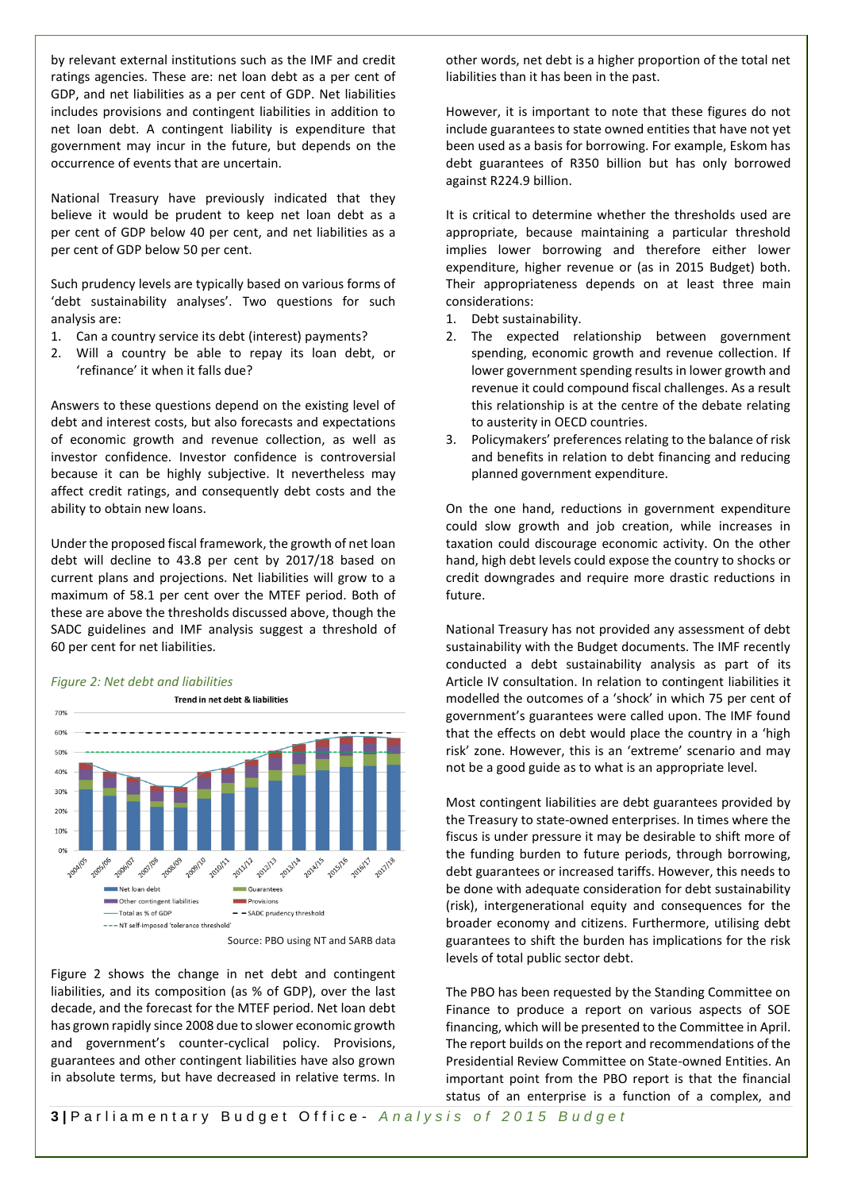by relevant external institutions such as the IMF and credit ratings agencies. These are: net loan debt as a per cent of GDP, and net liabilities as a per cent of GDP. Net liabilities includes provisions and contingent liabilities in addition to net loan debt. A contingent liability is expenditure that government may incur in the future, but depends on the occurrence of events that are uncertain.

National Treasury have previously indicated that they believe it would be prudent to keep net loan debt as a per cent of GDP below 40 per cent, and net liabilities as a per cent of GDP below 50 per cent.

Such prudency levels are typically based on various forms of 'debt sustainability analyses'. Two questions for such analysis are:

1. Can a country service its debt (interest) payments?
2. Will a country be able to repay its loan debt, or 'refinance' it when it falls due?

Answers to these questions depend on the existing level of debt and interest costs, but also forecasts and expectations of economic growth and revenue collection, as well as investor confidence. Investor confidence is controversial because it can be highly subjective. It nevertheless may affect credit ratings, and consequently debt costs and the ability to obtain new loans.

Under the proposed fiscal framework, the growth of net loan debt will decline to 43.8 per cent by 2017/18 based on current plans and projections. Net liabilities will grow to a maximum of 58.1 per cent over the MTEF period. Both of these are above the thresholds discussed above, though the SADC guidelines and IMF analysis suggest a threshold of 60 per cent for net liabilities.

*Figure 2: Net debt and liabilities*

Source: PBO using NT and SARB data

Figure 2 shows the change in net debt and contingent liabilities, and its composition (as % of GDP), over the last decade, and the forecast for the MTEF period. Net loan debt has grown rapidly since 2008 due to slower economic growth and government's counter-cyclical policy. Provisions, guarantees and other contingent liabilities have also grown in absolute terms, but have decreased in relative terms. In other words, net debt is a higher proportion of the total net liabilities than it has been in the past.

However, it is important to note that these figures do not include guarantees to state owned entities that have not yet been used as a basis for borrowing. For example, Eskom has debt guarantees of R350 billion but has only borrowed against R224.9 billion.

It is critical to determine whether the thresholds used are appropriate, because maintaining a particular threshold implies lower borrowing and therefore either lower expenditure, higher revenue or (as in 2015 Budget) both. Their appropriateness depends on at least three main considerations:

1. Debt sustainability.
2. The expected relationship between government spending, economic growth and revenue collection. If lower government spending results in lower growth and revenue it could compound fiscal challenges. As a result this relationship is at the centre of the debate relating to austerity in OECD countries.
3. Policymakers' preferences relating to the balance of risk and benefits in relation to debt financing and reducing planned government expenditure.

On the one hand, reductions in government expenditure could slow growth and job creation, while increases in taxation could discourage economic activity. On the other hand, high debt levels could expose the country to shocks or credit downgrades and require more drastic reductions in future.

National Treasury has not provided any assessment of debt sustainability with the Budget documents. The IMF recently conducted a debt sustainability analysis as part of its Article IV consultation. In relation to contingent liabilities it modelled the outcomes of a 'shock' in which 75 per cent of government's guarantees were called upon. The IMF found that the effects on debt would place the country in a 'high risk' zone. However, this is an 'extreme' scenario and may not be a good guide as to what is an appropriate level.

Most contingent liabilities are debt guarantees provided by the Treasury to state-owned enterprises. In times where the fiscus is under pressure it may be desirable to shift more of the funding burden to future periods, through borrowing, debt guarantees or increased tariffs. However, this needs to be done with adequate consideration for debt sustainability (risk), intergenerational equity and consequences for the broader economy and citizens. Furthermore, utilising debt guarantees to shift the burden has implications for the risk levels of total public sector debt.

The PBO has been requested by the Standing Committee on Finance to produce a report on various aspects of SOE financing, which will be presented to the Committee in April. The report builds on the report and recommendations of the Presidential Review Committee on State-owned Entities. An important point from the PBO report is that the financial status of an enterprise is a function of a complex, and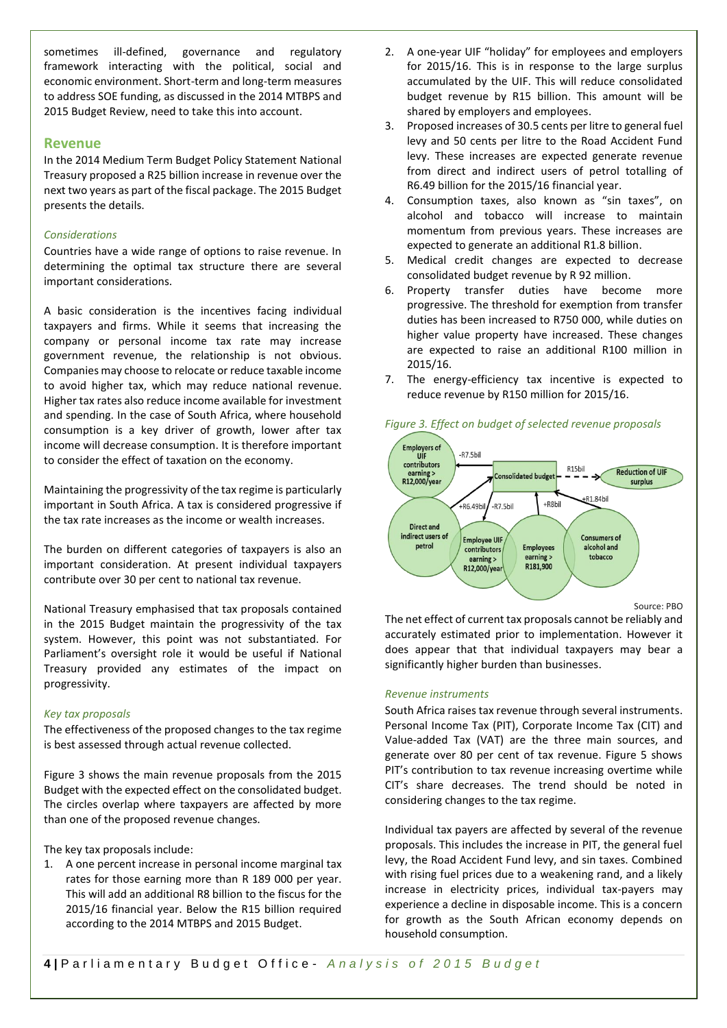sometimes ill-defined, governance and regulatory framework interacting with the political, social and economic environment. Short-term and long-term measures to address SOE funding, as discussed in the 2014 MTBPS and 2015 Budget Review, need to take this into account.

## Revenue

In the 2014 Medium Term Budget Policy Statement National Treasury proposed a R25 billion increase in revenue over the next two years as part of the fiscal package. The 2015 Budget presents the details.

### *Considerations*

Countries have a wide range of options to raise revenue. In determining the optimal tax structure there are several important considerations.

A basic consideration is the incentives facing individual taxpayers and firms. While it seems that increasing the company or personal income tax rate may increase government revenue, the relationship is not obvious. Companies may choose to relocate or reduce taxable income to avoid higher tax, which may reduce national revenue. Higher tax rates also reduce income available for investment and spending. In the case of South Africa, where household consumption is a key driver of growth, lower after tax income will decrease consumption. It is therefore important to consider the effect of taxation on the economy.

Maintaining the progressivity of the tax regime is particularly important in South Africa. A tax is considered progressive if the tax rate increases as the income or wealth increases.

The burden on different categories of taxpayers is also an important consideration. At present individual taxpayers contribute over 30 per cent to national tax revenue.

National Treasury emphasised that tax proposals contained in the 2015 Budget maintain the progressivity of the tax system. However, this point was not substantiated. For Parliament's oversight role it would be useful if National Treasury provided any estimates of the impact on progressivity.

### *Key tax proposals*

The effectiveness of the proposed changes to the tax regime is best assessed through actual revenue collected.

Figure 3 shows the main revenue proposals from the 2015 Budget with the expected effect on the consolidated budget. The circles overlap where taxpayers are affected by more than one of the proposed revenue changes.

The key tax proposals include:

1. A one percent increase in personal income marginal tax rates for those earning more than R 189 000 per year. This will add an additional R8 billion to the fiscus for the 2015/16 financial year. Below the R15 billion required according to the 2014 MTBPS and 2015 Budget.
2. A one-year UIF "holiday" for employees and employers for 2015/16. This is in response to the large surplus accumulated by the UIF. This will reduce consolidated budget revenue by R15 billion. This amount will be shared by employers and employees.
3. Proposed increases of 30.5 cents per litre to general fuel levy and 50 cents per litre to the Road Accident Fund levy. These increases are expected generate revenue from direct and indirect users of petrol totalling of R6.49 billion for the 2015/16 financial year.
4. Consumption taxes, also known as "sin taxes", on alcohol and tobacco will increase to maintain momentum from previous years. These increases are expected to generate an additional R1.8 billion.
5. Medical credit changes are expected to decrease consolidated budget revenue by R 92 million.
6. Property transfer duties have become more progressive. The threshold for exemption from transfer duties has been increased to R750 000, while duties on higher value property have increased. These changes are expected to raise an additional R100 million in 2015/16.
7. The energy-efficiency tax incentive is expected to reduce revenue by R150 million for 2015/16.

*Figure 3. Effect on budget of selected revenue proposals*

Source: PBO

The net effect of current tax proposals cannot be reliably and accurately estimated prior to implementation. However it does appear that that individual taxpayers may bear a significantly higher burden than businesses.

### *Revenue instruments*

South Africa raises tax revenue through several instruments. Personal Income Tax (PIT), Corporate Income Tax (CIT) and Value-added Tax (VAT) are the three main sources, and generate over 80 per cent of tax revenue. Figure 5 shows PIT's contribution to tax revenue increasing overtime while CIT's share decreases. The trend should be noted in considering changes to the tax regime.

Individual tax payers are affected by several of the revenue proposals. This includes the increase in PIT, the general fuel levy, the Road Accident Fund levy, and sin taxes. Combined with rising fuel prices due to a weakening rand, and a likely increase in electricity prices, individual tax-payers may experience a decline in disposable income. This is a concern for growth as the South African economy depends on household consumption.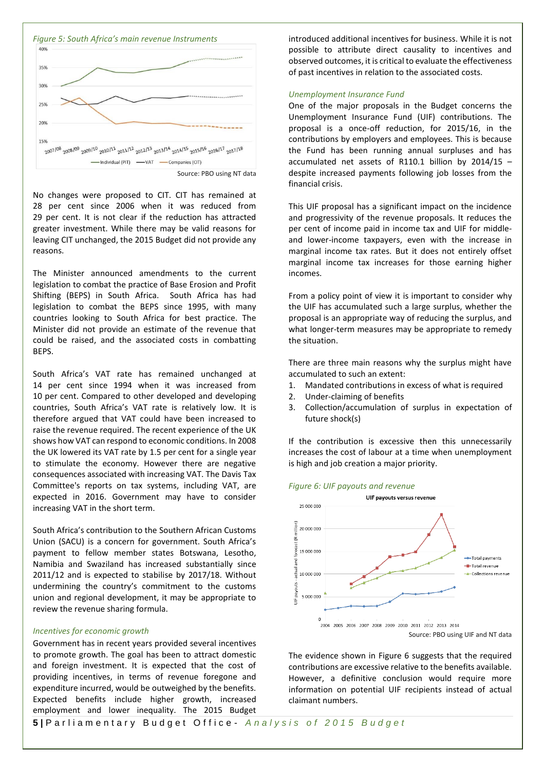*Figure 5: South Africa's main revenue Instruments*

Source: PBO using NT data

No changes were proposed to CIT. CIT has remained at 28 per cent since 2006 when it was reduced from 29 per cent. It is not clear if the reduction has attracted greater investment. While there may be valid reasons for leaving CIT unchanged, the 2015 Budget did not provide any reasons.

The Minister announced amendments to the current legislation to combat the practice of Base Erosion and Profit Shifting (BEPS) in South Africa. South Africa has had legislation to combat the BEPS since 1995, with many countries looking to South Africa for best practice. The Minister did not provide an estimate of the revenue that could be raised, and the associated costs in combatting BEPS.

South Africa's VAT rate has remained unchanged at 14 per cent since 1994 when it was increased from 10 per cent. Compared to other developed and developing countries, South Africa's VAT rate is relatively low. It is therefore argued that VAT could have been increased to raise the revenue required. The recent experience of the UK shows how VAT can respond to economic conditions. In 2008 the UK lowered its VAT rate by 1.5 per cent for a single year to stimulate the economy. However there are negative consequences associated with increasing VAT. The Davis Tax Committee's reports on tax systems, including VAT, are expected in 2016. Government may have to consider increasing VAT in the short term.

South Africa's contribution to the Southern African Customs Union (SACU) is a concern for government. South Africa's payment to fellow member states Botswana, Lesotho, Namibia and Swaziland has increased substantially since 2011/12 and is expected to stabilise by 2017/18. Without undermining the country's commitment to the customs union and regional development, it may be appropriate to review the revenue sharing formula.

### *Incentives for economic growth*

Government has in recent years provided several incentives to promote growth. The goal has been to attract domestic and foreign investment. It is expected that the cost of providing incentives, in terms of revenue foregone and expenditure incurred, would be outweighed by the benefits. Expected benefits include higher growth, increased employment and lower inequality. The 2015 Budget introduced additional incentives for business. While it is not possible to attribute direct causality to incentives and observed outcomes, it is critical to evaluate the effectiveness of past incentives in relation to the associated costs.

### *Unemployment Insurance Fund*

One of the major proposals in the Budget concerns the Unemployment Insurance Fund (UIF) contributions. The proposal is a once-off reduction, for 2015/16, in the contributions by employers and employees. This is because the Fund has been running annual surpluses and has accumulated net assets of R110.1 billion by 2014/15 – despite increased payments following job losses from the financial crisis.

This UIF proposal has a significant impact on the incidence and progressivity of the revenue proposals. It reduces the per cent of income paid in income tax and UIF for middle- and lower-income taxpayers, even with the increase in marginal income tax rates. But it does not entirely offset marginal income tax increases for those earning higher incomes.

From a policy point of view it is important to consider why the UIF has accumulated such a large surplus, whether the proposal is an appropriate way of reducing the surplus, and what longer-term measures may be appropriate to remedy the situation.

There are three main reasons why the surplus might have accumulated to such an extent:

1. Mandated contributions in excess of what is required
2. Under-claiming of benefits
3. Collection/accumulation of surplus in expectation of future shock(s)

If the contribution is excessive then this unnecessarily increases the cost of labour at a time when unemployment is high and job creation a major priority.

*Figure 6: UIF payouts and revenue*

Source: PBO using UIF and NT data

The evidence shown in Figure 6 suggests that the required contributions are excessive relative to the benefits available. However, a definitive conclusion would require more information on potential UIF recipients instead of actual claimant numbers.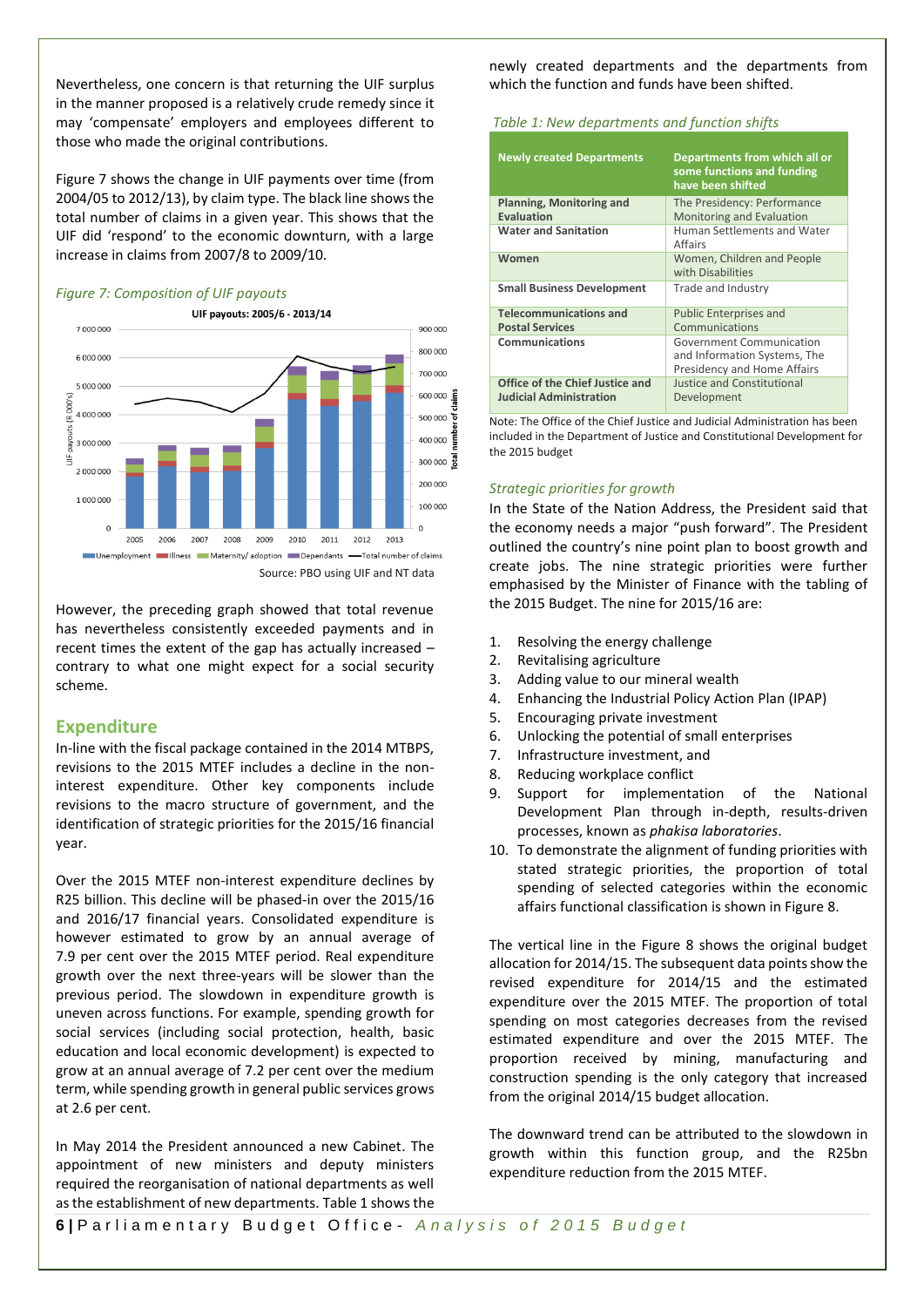Nevertheless, one concern is that returning the UIF surplus in the manner proposed is a relatively crude remedy since it may 'compensate' employers and employees different to those who made the original contributions.

Figure 7 shows the change in UIF payments over time (from 2004/05 to 2012/13), by claim type. The black line shows the total number of claims in a given year. This shows that the UIF did 'respond' to the economic downturn, with a large increase in claims from 2007/8 to 2009/10.

*Figure 7: Composition of UIF payouts*

Source: PBO using UIF and NT data

However, the preceding graph showed that total revenue has nevertheless consistently exceeded payments and in recent times the extent of the gap has actually increased – contrary to what one might expect for a social security scheme.

## Expenditure

In-line with the fiscal package contained in the 2014 MTBPS, revisions to the 2015 MTEF includes a decline in the non-interest expenditure. Other key components include revisions to the macro structure of government, and the identification of strategic priorities for the 2015/16 financial year.

Over the 2015 MTEF non-interest expenditure declines by R25 billion. This decline will be phased-in over the 2015/16 and 2016/17 financial years. Consolidated expenditure is however estimated to grow by an annual average of 7.9 per cent over the 2015 MTEF period. Real expenditure growth over the next three-years will be slower than the previous period. The slowdown in expenditure growth is uneven across functions. For example, spending growth for social services (including social protection, health, basic education and local economic development) is expected to grow at an annual average of 7.2 per cent over the medium term, while spending growth in general public services grows at 2.6 per cent.

In May 2014 the President announced a new Cabinet. The appointment of new ministers and deputy ministers required the reorganisation of national departments as well as the establishment of new departments. Table 1 shows the newly created departments and the departments from which the function and funds have been shifted.

*Table 1: New departments and function shifts*

| Newly created Departments | Departments from which all or some functions and funding have been shifted |
|---|---|
| Planning, Monitoring and Evaluation | The Presidency: Performance Monitoring and Evaluation |
| Water and Sanitation | Human Settlements and Water Affairs |
| Women | Women, Children and People with Disabilities |
| Small Business Development | Trade and Industry |
| Telecommunications and Postal Services | Public Enterprises and Communications |
| Communications | Government Communication and Information Systems, The Presidency and Home Affairs |
| Office of the Chief Justice and Judicial Administration | Justice and Constitutional Development |

Note: The Office of the Chief Justice and Judicial Administration has been included in the Department of Justice and Constitutional Development for the 2015 budget

### *Strategic priorities for growth*

In the State of the Nation Address, the President said that the economy needs a major "push forward". The President outlined the country's nine point plan to boost growth and create jobs. The nine strategic priorities were further emphasised by the Minister of Finance with the tabling of the 2015 Budget. The nine for 2015/16 are:

1. Resolving the energy challenge
2. Revitalising agriculture
3. Adding value to our mineral wealth
4. Enhancing the Industrial Policy Action Plan (IPAP)
5. Encouraging private investment
6. Unlocking the potential of small enterprises
7. Infrastructure investment, and
8. Reducing workplace conflict
9. Support for implementation of the National Development Plan through in-depth, results-driven processes, known as *phakisa laboratories*.
10. To demonstrate the alignment of funding priorities with stated strategic priorities, the proportion of total spending of selected categories within the economic affairs functional classification is shown in Figure 8.

The vertical line in the Figure 8 shows the original budget allocation for 2014/15. The subsequent data points show the revised expenditure for 2014/15 and the estimated expenditure over the 2015 MTEF. The proportion of total spending on most categories decreases from the revised estimated expenditure and over the 2015 MTEF. The proportion received by mining, manufacturing and construction spending is the only category that increased from the original 2014/15 budget allocation.

The downward trend can be attributed to the slowdown in growth within this function group, and the R25bn expenditure reduction from the 2015 MTEF.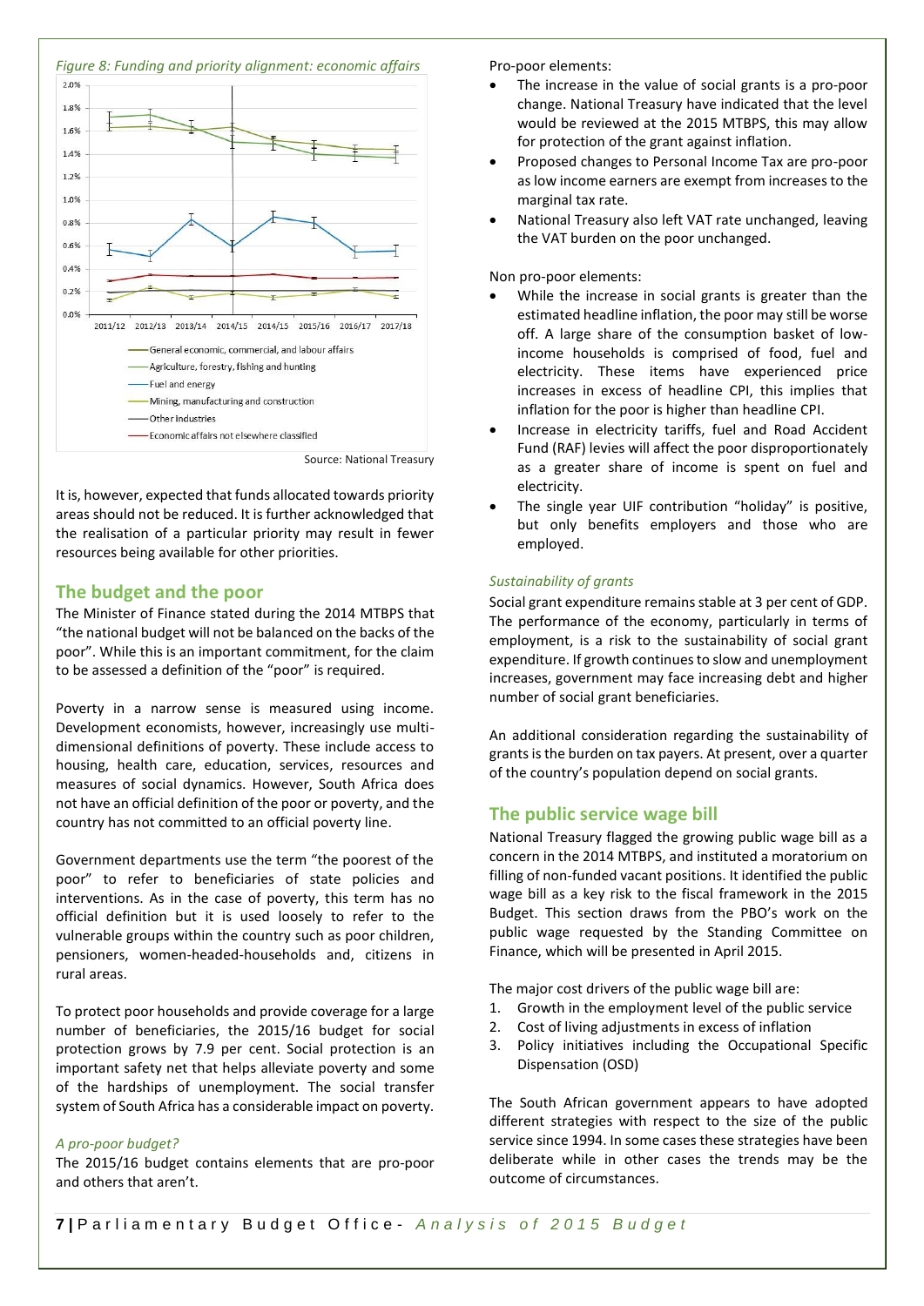*Figure 8: Funding and priority alignment: economic affairs*

Source: National Treasury

It is, however, expected that funds allocated towards priority areas should not be reduced. It is further acknowledged that the realisation of a particular priority may result in fewer resources being available for other priorities.

## The budget and the poor

The Minister of Finance stated during the 2014 MTBPS that "the national budget will not be balanced on the backs of the poor". While this is an important commitment, for the claim to be assessed a definition of the "poor" is required.

Poverty in a narrow sense is measured using income. Development economists, however, increasingly use multi-dimensional definitions of poverty. These include access to housing, health care, education, services, resources and measures of social dynamics. However, South Africa does not have an official definition of the poor or poverty, and the country has not committed to an official poverty line.

Government departments use the term "the poorest of the poor" to refer to beneficiaries of state policies and interventions. As in the case of poverty, this term has no official definition but it is used loosely to refer to the vulnerable groups within the country such as poor children, pensioners, women-headed-households and, citizens in rural areas.

To protect poor households and provide coverage for a large number of beneficiaries, the 2015/16 budget for social protection grows by 7.9 per cent. Social protection is an important safety net that helps alleviate poverty and some of the hardships of unemployment. The social transfer system of South Africa has a considerable impact on poverty.

### *A pro-poor budget?*

The 2015/16 budget contains elements that are pro-poor and others that aren't.

Pro-poor elements:

- The increase in the value of social grants is a pro-poor change. National Treasury have indicated that the level would be reviewed at the 2015 MTBPS, this may allow for protection of the grant against inflation.
- Proposed changes to Personal Income Tax are pro-poor as low income earners are exempt from increases to the marginal tax rate.
- National Treasury also left VAT rate unchanged, leaving the VAT burden on the poor unchanged.

Non pro-poor elements:

- While the increase in social grants is greater than the estimated headline inflation, the poor may still be worse off. A large share of the consumption basket of low-income households is comprised of food, fuel and electricity. These items have experienced price increases in excess of headline CPI, this implies that inflation for the poor is higher than headline CPI.
- Increase in electricity tariffs, fuel and Road Accident Fund (RAF) levies will affect the poor disproportionately as a greater share of income is spent on fuel and electricity.
- The single year UIF contribution "holiday" is positive, but only benefits employers and those who are employed.

### *Sustainability of grants*

Social grant expenditure remains stable at 3 per cent of GDP. The performance of the economy, particularly in terms of employment, is a risk to the sustainability of social grant expenditure. If growth continues to slow and unemployment increases, government may face increasing debt and higher number of social grant beneficiaries.

An additional consideration regarding the sustainability of grants is the burden on tax payers. At present, over a quarter of the country's population depend on social grants.

## The public service wage bill

National Treasury flagged the growing public wage bill as a concern in the 2014 MTBPS, and instituted a moratorium on filling of non-funded vacant positions. It identified the public wage bill as a key risk to the fiscal framework in the 2015 Budget. This section draws from the PBO's work on the public wage requested by the Standing Committee on Finance, which will be presented in April 2015.

The major cost drivers of the public wage bill are:

1. Growth in the employment level of the public service
2. Cost of living adjustments in excess of inflation
3. Policy initiatives including the Occupational Specific Dispensation (OSD)

The South African government appears to have adopted different strategies with respect to the size of the public service since 1994. In some cases these strategies have been deliberate while in other cases the trends may be the outcome of circumstances.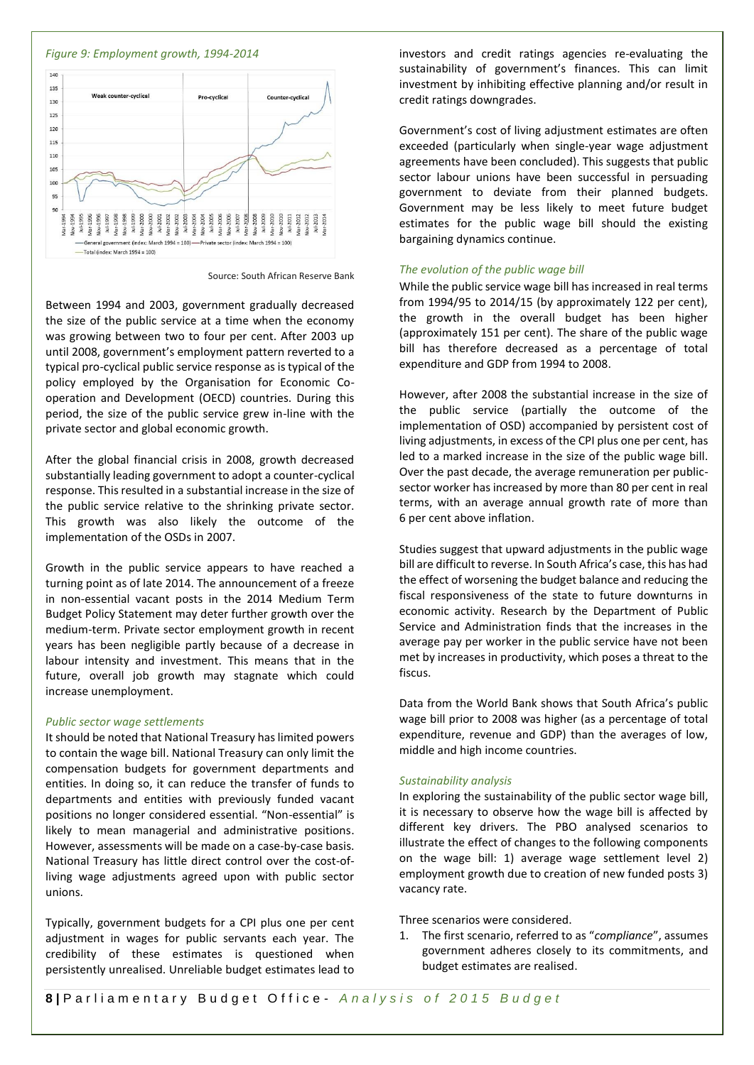*Figure 9: Employment growth, 1994-2014*

Source: South African Reserve Bank

Between 1994 and 2003, government gradually decreased the size of the public service at a time when the economy was growing between two to four per cent. After 2003 up until 2008, government's employment pattern reverted to a typical pro-cyclical public service response as is typical of the policy employed by the Organisation for Economic Co-operation and Development (OECD) countries. During this period, the size of the public service grew in-line with the private sector and global economic growth.

After the global financial crisis in 2008, growth decreased substantially leading government to adopt a counter-cyclical response. This resulted in a substantial increase in the size of the public service relative to the shrinking private sector. This growth was also likely the outcome of the implementation of the OSDs in 2007.

Growth in the public service appears to have reached a turning point as of late 2014. The announcement of a freeze in non-essential vacant posts in the 2014 Medium Term Budget Policy Statement may deter further growth over the medium-term. Private sector employment growth in recent years has been negligible partly because of a decrease in labour intensity and investment. This means that in the future, overall job growth may stagnate which could increase unemployment.

*Public sector wage settlements*

It should be noted that National Treasury has limited powers to contain the wage bill. National Treasury can only limit the compensation budgets for government departments and entities. In doing so, it can reduce the transfer of funds to departments and entities with previously funded vacant positions no longer considered essential. "Non-essential" is likely to mean managerial and administrative positions. However, assessments will be made on a case-by-case basis. National Treasury has little direct control over the cost-of-living wage adjustments agreed upon with public sector unions.

Typically, government budgets for a CPI plus one per cent adjustment in wages for public servants each year. The credibility of these estimates is questioned when persistently unrealised. Unreliable budget estimates lead to investors and credit ratings agencies re-evaluating the sustainability of government's finances. This can limit investment by inhibiting effective planning and/or result in credit ratings downgrades.

Government's cost of living adjustment estimates are often exceeded (particularly when single-year wage adjustment agreements have been concluded). This suggests that public sector labour unions have been successful in persuading government to deviate from their planned budgets. Government may be less likely to meet future budget estimates for the public wage bill should the existing bargaining dynamics continue.

*The evolution of the public wage bill*

While the public service wage bill has increased in real terms from 1994/95 to 2014/15 (by approximately 122 per cent), the growth in the overall budget has been higher (approximately 151 per cent). The share of the public wage bill has therefore decreased as a percentage of total expenditure and GDP from 1994 to 2008.

However, after 2008 the substantial increase in the size of the public service (partially the outcome of the implementation of OSD) accompanied by persistent cost of living adjustments, in excess of the CPI plus one per cent, has led to a marked increase in the size of the public wage bill. Over the past decade, the average remuneration per public-sector worker has increased by more than 80 per cent in real terms, with an average annual growth rate of more than 6 per cent above inflation.

Studies suggest that upward adjustments in the public wage bill are difficult to reverse. In South Africa's case, this has had the effect of worsening the budget balance and reducing the fiscal responsiveness of the state to future downturns in economic activity. Research by the Department of Public Service and Administration finds that the increases in the average pay per worker in the public service have not been met by increases in productivity, which poses a threat to the fiscus.

Data from the World Bank shows that South Africa's public wage bill prior to 2008 was higher (as a percentage of total expenditure, revenue and GDP) than the averages of low, middle and high income countries.

*Sustainability analysis*

In exploring the sustainability of the public sector wage bill, it is necessary to observe how the wage bill is affected by different key drivers. The PBO analysed scenarios to illustrate the effect of changes to the following components on the wage bill: 1) average wage settlement level 2) employment growth due to creation of new funded posts 3) vacancy rate.

Three scenarios were considered.

1. The first scenario, referred to as "*compliance*", assumes government adheres closely to its commitments, and budget estimates are realised.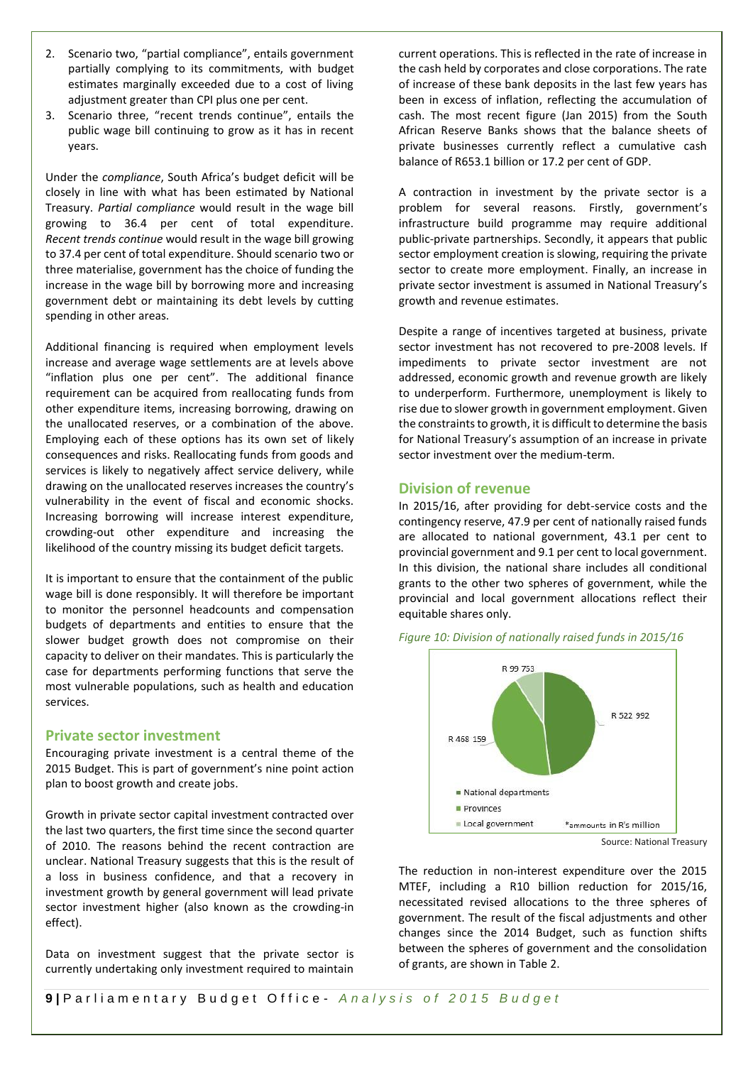2. Scenario two, "partial compliance", entails government partially complying to its commitments, with budget estimates marginally exceeded due to a cost of living adjustment greater than CPI plus one per cent.
3. Scenario three, "recent trends continue", entails the public wage bill continuing to grow as it has in recent years.

Under the *compliance*, South Africa's budget deficit will be closely in line with what has been estimated by National Treasury. *Partial compliance* would result in the wage bill growing to 36.4 per cent of total expenditure. *Recent trends continue* would result in the wage bill growing to 37.4 per cent of total expenditure. Should scenario two or three materialise, government has the choice of funding the increase in the wage bill by borrowing more and increasing government debt or maintaining its debt levels by cutting spending in other areas.

Additional financing is required when employment levels increase and average wage settlements are at levels above "inflation plus one per cent". The additional finance requirement can be acquired from reallocating funds from other expenditure items, increasing borrowing, drawing on the unallocated reserves, or a combination of the above. Employing each of these options has its own set of likely consequences and risks. Reallocating funds from goods and services is likely to negatively affect service delivery, while drawing on the unallocated reserves increases the country's vulnerability in the event of fiscal and economic shocks. Increasing borrowing will increase interest expenditure, crowding-out other expenditure and increasing the likelihood of the country missing its budget deficit targets.

It is important to ensure that the containment of the public wage bill is done responsibly. It will therefore be important to monitor the personnel headcounts and compensation budgets of departments and entities to ensure that the slower budget growth does not compromise on their capacity to deliver on their mandates. This is particularly the case for departments performing functions that serve the most vulnerable populations, such as health and education services.

## Private sector investment

Encouraging private investment is a central theme of the 2015 Budget. This is part of government's nine point action plan to boost growth and create jobs.

Growth in private sector capital investment contracted over the last two quarters, the first time since the second quarter of 2010. The reasons behind the recent contraction are unclear. National Treasury suggests that this is the result of a loss in business confidence, and that a recovery in investment growth by general government will lead private sector investment higher (also known as the crowding-in effect).

Data on investment suggest that the private sector is currently undertaking only investment required to maintain current operations. This is reflected in the rate of increase in the cash held by corporates and close corporations. The rate of increase of these bank deposits in the last few years has been in excess of inflation, reflecting the accumulation of cash. The most recent figure (Jan 2015) from the South African Reserve Banks shows that the balance sheets of private businesses currently reflect a cumulative cash balance of R653.1 billion or 17.2 per cent of GDP.

A contraction in investment by the private sector is a problem for several reasons. Firstly, government's infrastructure build programme may require additional public-private partnerships. Secondly, it appears that public sector employment creation is slowing, requiring the private sector to create more employment. Finally, an increase in private sector investment is assumed in National Treasury's growth and revenue estimates.

Despite a range of incentives targeted at business, private sector investment has not recovered to pre-2008 levels. If impediments to private sector investment are not addressed, economic growth and revenue growth are likely to underperform. Furthermore, unemployment is likely to rise due to slower growth in government employment. Given the constraints to growth, it is difficult to determine the basis for National Treasury's assumption of an increase in private sector investment over the medium-term.

## Division of revenue

In 2015/16, after providing for debt-service costs and the contingency reserve, 47.9 per cent of nationally raised funds are allocated to national government, 43.1 per cent to provincial government and 9.1 per cent to local government. In this division, the national share includes all conditional grants to the other two spheres of government, while the provincial and local government allocations reflect their equitable shares only.

*Figure 10: Division of nationally raised funds in 2015/16*

| Sphere | Amount (R million)* |
|---|---|
| National departments | R 522 992 |
| Provinces | R 468 159 |
| Local government | R 99 753 |

*ammounts in R's million

Source: National Treasury

The reduction in non-interest expenditure over the 2015 MTEF, including a R10 billion reduction for 2015/16, necessitated revised allocations to the three spheres of government. The result of the fiscal adjustments and other changes since the 2014 Budget, such as function shifts between the spheres of government and the consolidation of grants, are shown in Table 2.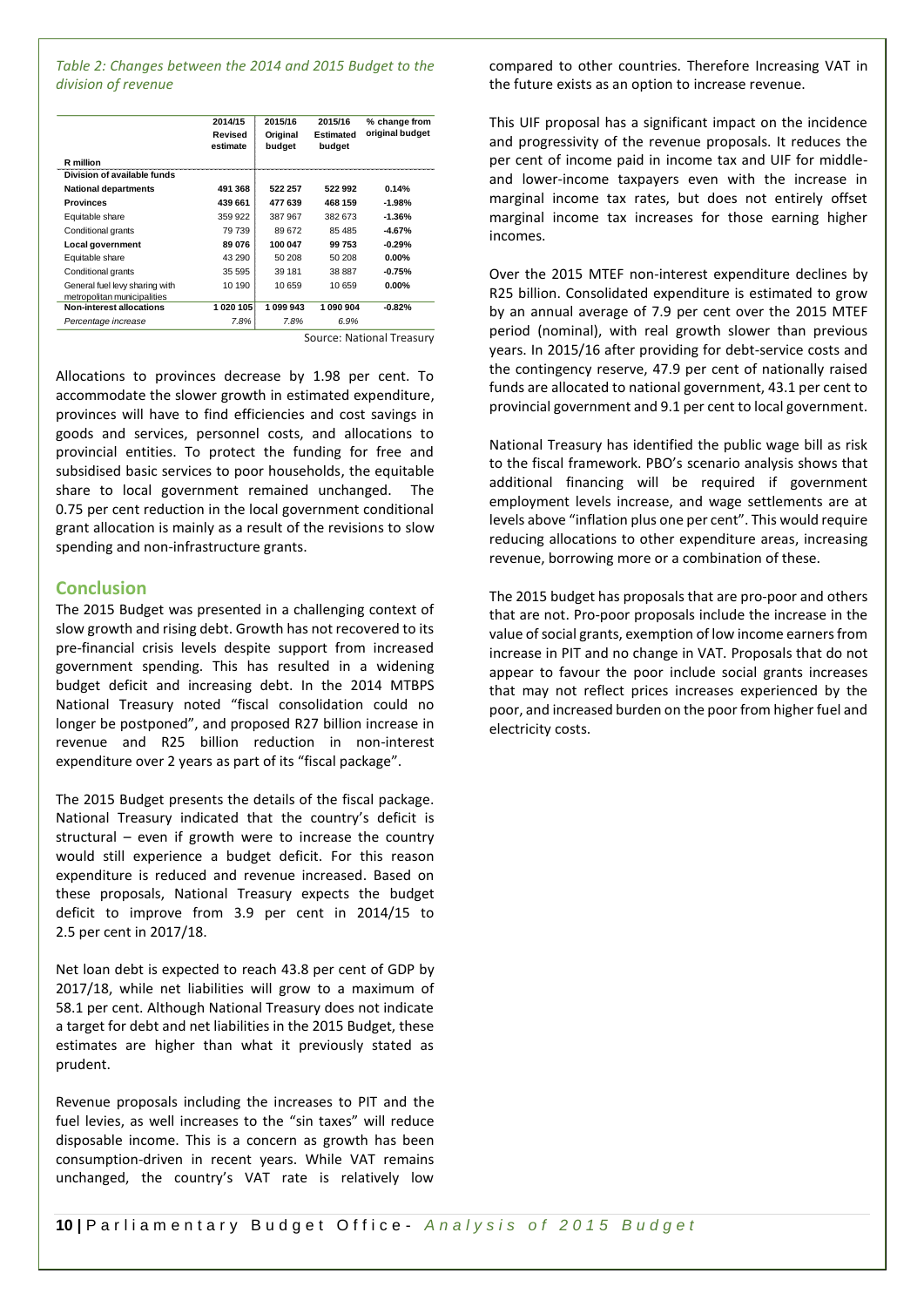*Table 2: Changes between the 2014 and 2015 Budget to the division of revenue*

| R million | 2014/15 Revised estimate | 2015/16 Original budget | 2015/16 Estimated budget | % change from original budget |
|---|---|---|---|---|
| **Division of available funds** | | | | |
| **National departments** | **491 368** | **522 257** | **522 992** | **0.14%** |
| **Provinces** | **439 661** | **477 639** | **468 159** | **-1.98%** |
| Equitable share | 359 922 | 387 967 | 382 673 | **-1.36%** |
| Conditional grants | 79 739 | 89 672 | 85 485 | **-4.67%** |
| **Local government** | **89 076** | **100 047** | **99 753** | **-0.29%** |
| Equitable share | 43 290 | 50 208 | 50 208 | **0.00%** |
| Conditional grants | 35 595 | 39 181 | 38 887 | **-0.75%** |
| General fuel levy sharing with metropolitan municipalities | 10 190 | 10 659 | 10 659 | **0.00%** |
| **Non-interest allocations** | **1 020 105** | **1 099 943** | **1 090 904** | **-0.82%** |
| *Percentage increase* | *7.8%* | *7.8%* | *6.9%* | |

Source: National Treasury

Allocations to provinces decrease by 1.98 per cent. To accommodate the slower growth in estimated expenditure, provinces will have to find efficiencies and cost savings in goods and services, personnel costs, and allocations to provincial entities. To protect the funding for free and subsidised basic services to poor households, the equitable share to local government remained unchanged. The 0.75 per cent reduction in the local government conditional grant allocation is mainly as a result of the revisions to slow spending and non-infrastructure grants.

## Conclusion

The 2015 Budget was presented in a challenging context of slow growth and rising debt. Growth has not recovered to its pre-financial crisis levels despite support from increased government spending. This has resulted in a widening budget deficit and increasing debt. In the 2014 MTBPS National Treasury noted "fiscal consolidation could no longer be postponed", and proposed R27 billion increase in revenue and R25 billion reduction in non-interest expenditure over 2 years as part of its "fiscal package".

The 2015 Budget presents the details of the fiscal package. National Treasury indicated that the country's deficit is structural – even if growth were to increase the country would still experience a budget deficit. For this reason expenditure is reduced and revenue increased. Based on these proposals, National Treasury expects the budget deficit to improve from 3.9 per cent in 2014/15 to 2.5 per cent in 2017/18.

Net loan debt is expected to reach 43.8 per cent of GDP by 2017/18, while net liabilities will grow to a maximum of 58.1 per cent. Although National Treasury does not indicate a target for debt and net liabilities in the 2015 Budget, these estimates are higher than what it previously stated as prudent.

Revenue proposals including the increases to PIT and the fuel levies, as well increases to the "sin taxes" will reduce disposable income. This is a concern as growth has been consumption-driven in recent years. While VAT remains unchanged, the country's VAT rate is relatively low compared to other countries. Therefore Increasing VAT in the future exists as an option to increase revenue.

This UIF proposal has a significant impact on the incidence and progressivity of the revenue proposals. It reduces the per cent of income paid in income tax and UIF for middle- and lower-income taxpayers even with the increase in marginal income tax rates, but does not entirely offset marginal income tax increases for those earning higher incomes.

Over the 2015 MTEF non-interest expenditure declines by R25 billion. Consolidated expenditure is estimated to grow by an annual average of 7.9 per cent over the 2015 MTEF period (nominal), with real growth slower than previous years. In 2015/16 after providing for debt-service costs and the contingency reserve, 47.9 per cent of nationally raised funds are allocated to national government, 43.1 per cent to provincial government and 9.1 per cent to local government.

National Treasury has identified the public wage bill as risk to the fiscal framework. PBO's scenario analysis shows that additional financing will be required if government employment levels increase, and wage settlements are at levels above "inflation plus one per cent". This would require reducing allocations to other expenditure areas, increasing revenue, borrowing more or a combination of these.

The 2015 budget has proposals that are pro-poor and others that are not. Pro-poor proposals include the increase in the value of social grants, exemption of low income earners from increase in PIT and no change in VAT. Proposals that do not appear to favour the poor include social grants increases that may not reflect prices increases experienced by the poor, and increased burden on the poor from higher fuel and electricity costs.